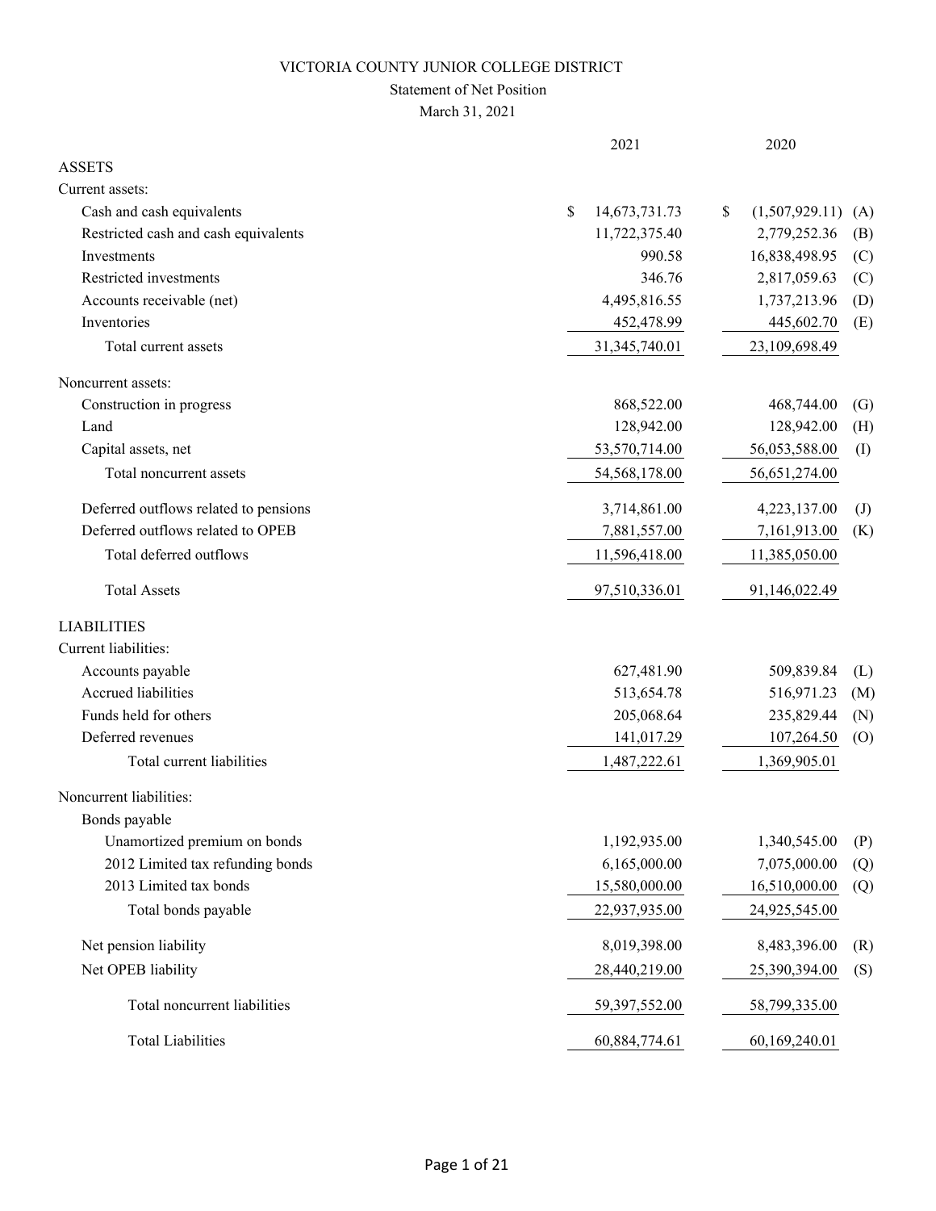# VICTORIA COUNTY JUNIOR COLLEGE DISTRICT

## Statement of Net Position

March 31, 2021

| | 2021 | 2020 | |
|---|---|---|---|
| **ASSETS** | | | |
| Current assets: | | | |
| Cash and cash equivalents | $ 14,673,731.73 | $ (1,507,929.11) | (A) |
| Restricted cash and cash equivalents | 11,722,375.40 | 2,779,252.36 | (B) |
| Investments | 990.58 | 16,838,498.95 | (C) |
| Restricted investments | 346.76 | 2,817,059.63 | (C) |
| Accounts receivable (net) | 4,495,816.55 | 1,737,213.96 | (D) |
| Inventories | 452,478.99 | 445,602.70 | (E) |
| Total current assets | 31,345,740.01 | 23,109,698.49 | |
| Noncurrent assets: | | | |
| Construction in progress | 868,522.00 | 468,744.00 | (G) |
| Land | 128,942.00 | 128,942.00 | (H) |
| Capital assets, net | 53,570,714.00 | 56,053,588.00 | (I) |
| Total noncurrent assets | 54,568,178.00 | 56,651,274.00 | |
| Deferred outflows related to pensions | 3,714,861.00 | 4,223,137.00 | (J) |
| Deferred outflows related to OPEB | 7,881,557.00 | 7,161,913.00 | (K) |
| Total deferred outflows | 11,596,418.00 | 11,385,050.00 | |
| Total Assets | 97,510,336.01 | 91,146,022.49 | |
| **LIABILITIES** | | | |
| Current liabilities: | | | |
| Accounts payable | 627,481.90 | 509,839.84 | (L) |
| Accrued liabilities | 513,654.78 | 516,971.23 | (M) |
| Funds held for others | 205,068.64 | 235,829.44 | (N) |
| Deferred revenues | 141,017.29 | 107,264.50 | (O) |
| Total current liabilities | 1,487,222.61 | 1,369,905.01 | |
| Noncurrent liabilities: | | | |
| Bonds payable | | | |
| Unamortized premium on bonds | 1,192,935.00 | 1,340,545.00 | (P) |
| 2012 Limited tax refunding bonds | 6,165,000.00 | 7,075,000.00 | (Q) |
| 2013 Limited tax bonds | 15,580,000.00 | 16,510,000.00 | (Q) |
| Total bonds payable | 22,937,935.00 | 24,925,545.00 | |
| Net pension liability | 8,019,398.00 | 8,483,396.00 | (R) |
| Net OPEB liability | 28,440,219.00 | 25,390,394.00 | (S) |
| Total noncurrent liabilities | 59,397,552.00 | 58,799,335.00 | |
| Total Liabilities | 60,884,774.61 | 60,169,240.01 | |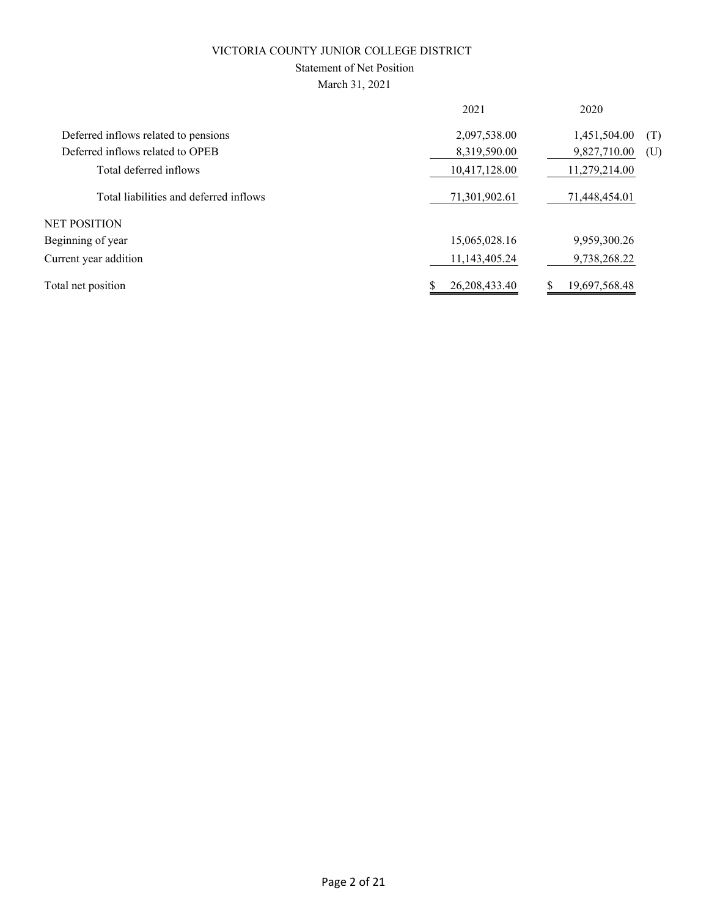VICTORIA COUNTY JUNIOR COLLEGE DISTRICT

Statement of Net Position

March 31, 2021

| | 2021 | 2020 | |
|---|---|---|---|
| Deferred inflows related to pensions | 2,097,538.00 | 1,451,504.00 | (T) |
| Deferred inflows related to OPEB | 8,319,590.00 | 9,827,710.00 | (U) |
| Total deferred inflows | 10,417,128.00 | 11,279,214.00 | |
| Total liabilities and deferred inflows | 71,301,902.61 | 71,448,454.01 | |
| NET POSITION | | | |
| Beginning of year | 15,065,028.16 | 9,959,300.26 | |
| Current year addition | 11,143,405.24 | 9,738,268.22 | |
| Total net position | $ 26,208,433.40 | $ 19,697,568.48 | |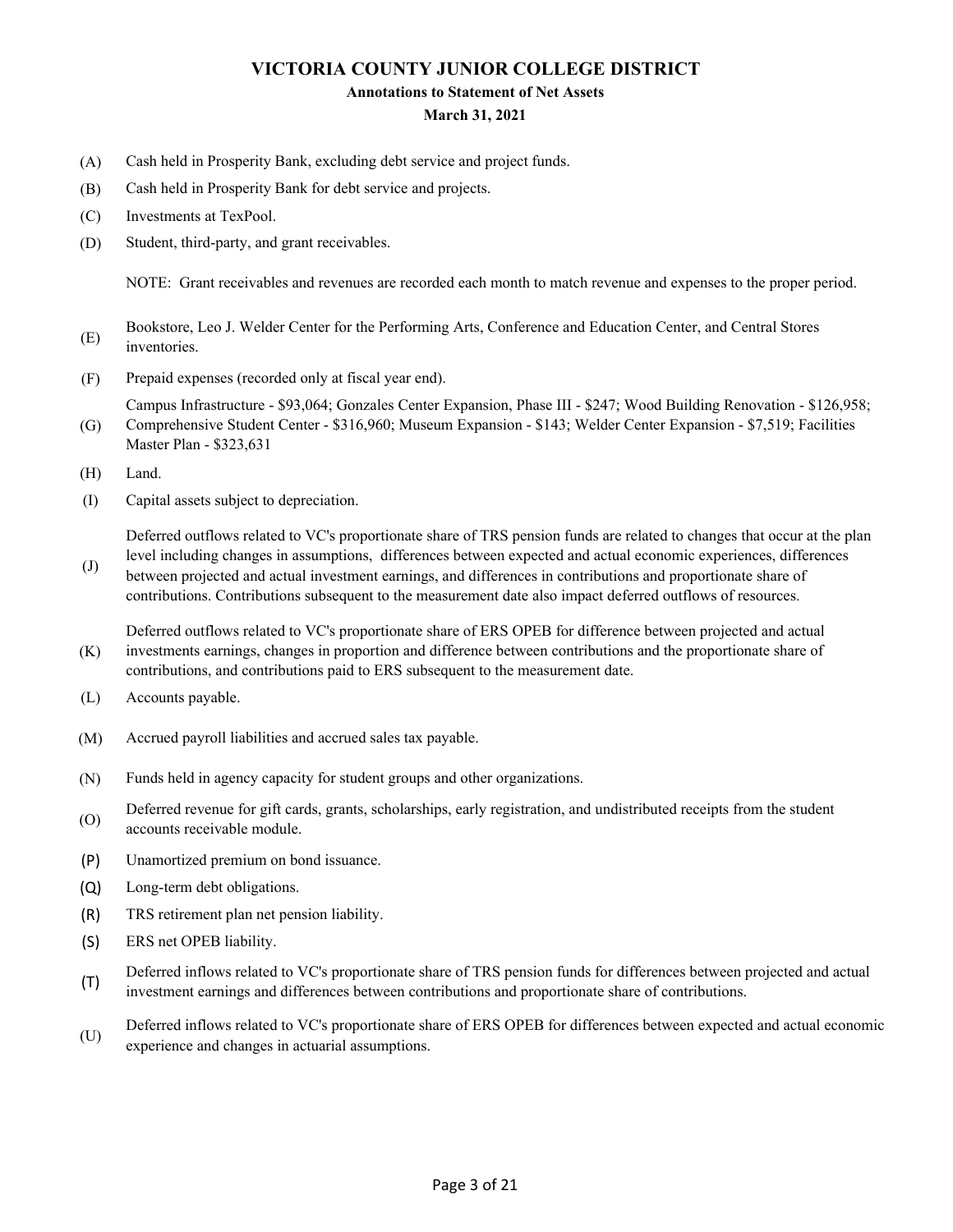# VICTORIA COUNTY JUNIOR COLLEGE DISTRICT

## Annotations to Statement of Net Assets

### March 31, 2021

(A) Cash held in Prosperity Bank, excluding debt service and project funds.

(B) Cash held in Prosperity Bank for debt service and projects.

(C) Investments at TexPool.

(D) Student, third-party, and grant receivables.

NOTE: Grant receivables and revenues are recorded each month to match revenue and expenses to the proper period.

(E) Bookstore, Leo J. Welder Center for the Performing Arts, Conference and Education Center, and Central Stores inventories.

(F) Prepaid expenses (recorded only at fiscal year end).

(G) Campus Infrastructure - $93,064; Gonzales Center Expansion, Phase III - $247; Wood Building Renovation - $126,958; Comprehensive Student Center - $316,960; Museum Expansion - $143; Welder Center Expansion - $7,519; Facilities Master Plan - $323,631

(H) Land.

(I) Capital assets subject to depreciation.

(J) Deferred outflows related to VC's proportionate share of TRS pension funds are related to changes that occur at the plan level including changes in assumptions, differences between expected and actual economic experiences, differences between projected and actual investment earnings, and differences in contributions and proportionate share of contributions. Contributions subsequent to the measurement date also impact deferred outflows of resources.

(K) Deferred outflows related to VC's proportionate share of ERS OPEB for difference between projected and actual investments earnings, changes in proportion and difference between contributions and the proportionate share of contributions, and contributions paid to ERS subsequent to the measurement date.

(L) Accounts payable.

(M) Accrued payroll liabilities and accrued sales tax payable.

(N) Funds held in agency capacity for student groups and other organizations.

(O) Deferred revenue for gift cards, grants, scholarships, early registration, and undistributed receipts from the student accounts receivable module.

(P) Unamortized premium on bond issuance.

(Q) Long-term debt obligations.

(R) TRS retirement plan net pension liability.

(S) ERS net OPEB liability.

(T) Deferred inflows related to VC's proportionate share of TRS pension funds for differences between projected and actual investment earnings and differences between contributions and proportionate share of contributions.

(U) Deferred inflows related to VC's proportionate share of ERS OPEB for differences between expected and actual economic experience and changes in actuarial assumptions.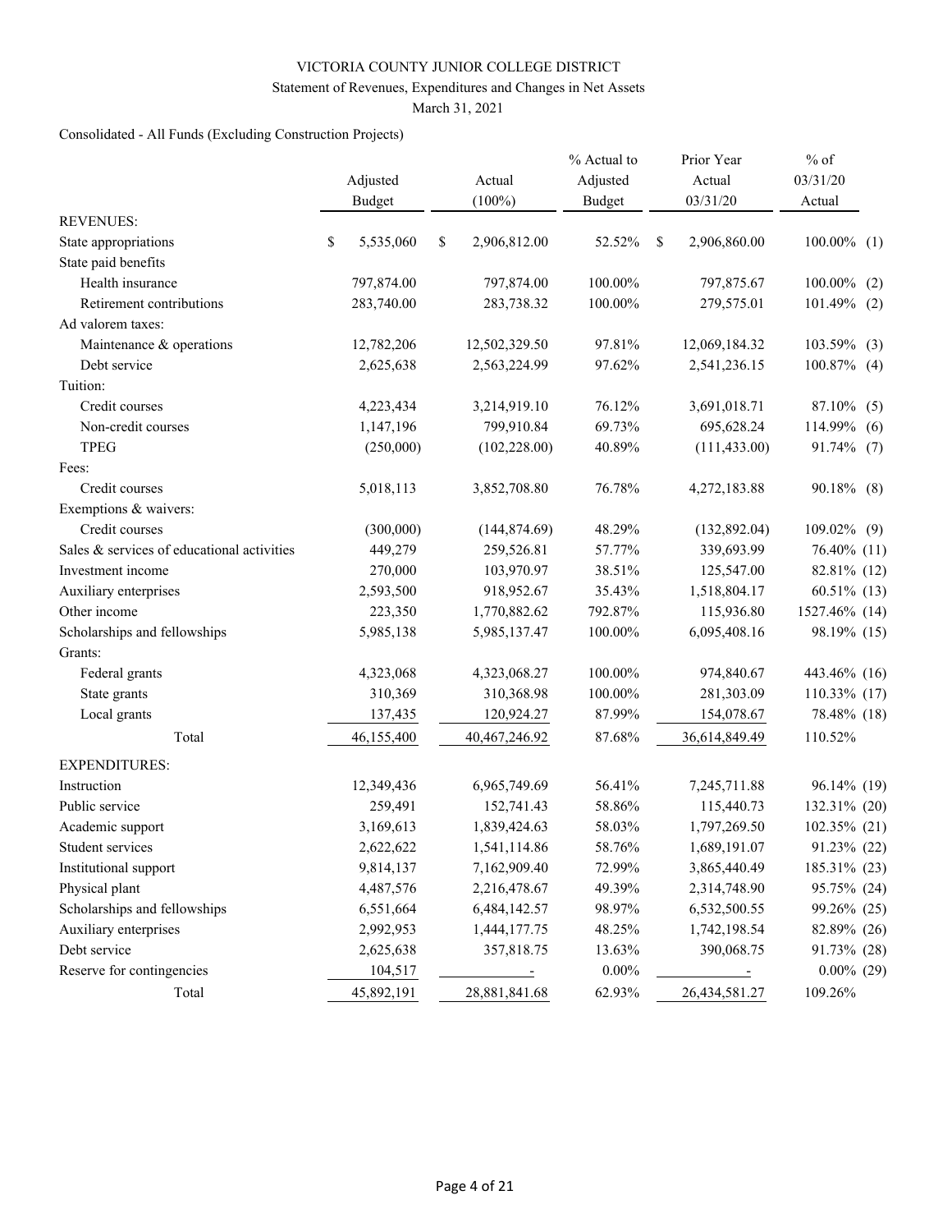VICTORIA COUNTY JUNIOR COLLEGE DISTRICT

Statement of Revenues, Expenditures and Changes in Net Assets

March 31, 2021

Consolidated - All Funds (Excluding Construction Projects)

| | Adjusted Budget | Actual (100%) | % Actual to Adjusted Budget | Prior Year Actual 03/31/20 | % of 03/31/20 Actual | |
|---|---|---|---|---|---|---|
| REVENUES: | | | | | | |
| State appropriations | $ 5,535,060 | $ 2,906,812.00 | 52.52% | $ 2,906,860.00 | 100.00% | (1) |
| State paid benefits | | | | | | |
| Health insurance | 797,874.00 | 797,874.00 | 100.00% | 797,875.67 | 100.00% | (2) |
| Retirement contributions | 283,740.00 | 283,738.32 | 100.00% | 279,575.01 | 101.49% | (2) |
| Ad valorem taxes: | | | | | | |
| Maintenance & operations | 12,782,206 | 12,502,329.50 | 97.81% | 12,069,184.32 | 103.59% | (3) |
| Debt service | 2,625,638 | 2,563,224.99 | 97.62% | 2,541,236.15 | 100.87% | (4) |
| Tuition: | | | | | | |
| Credit courses | 4,223,434 | 3,214,919.10 | 76.12% | 3,691,018.71 | 87.10% | (5) |
| Non-credit courses | 1,147,196 | 799,910.84 | 69.73% | 695,628.24 | 114.99% | (6) |
| TPEG | (250,000) | (102,228.00) | 40.89% | (111,433.00) | 91.74% | (7) |
| Fees: | | | | | | |
| Credit courses | 5,018,113 | 3,852,708.80 | 76.78% | 4,272,183.88 | 90.18% | (8) |
| Exemptions & waivers: | | | | | | |
| Credit courses | (300,000) | (144,874.69) | 48.29% | (132,892.04) | 109.02% | (9) |
| Sales & services of educational activities | 449,279 | 259,526.81 | 57.77% | 339,693.99 | 76.40% | (11) |
| Investment income | 270,000 | 103,970.97 | 38.51% | 125,547.00 | 82.81% | (12) |
| Auxiliary enterprises | 2,593,500 | 918,952.67 | 35.43% | 1,518,804.17 | 60.51% | (13) |
| Other income | 223,350 | 1,770,882.62 | 792.87% | 115,936.80 | 1527.46% | (14) |
| Scholarships and fellowships | 5,985,138 | 5,985,137.47 | 100.00% | 6,095,408.16 | 98.19% | (15) |
| Grants: | | | | | | |
| Federal grants | 4,323,068 | 4,323,068.27 | 100.00% | 974,840.67 | 443.46% | (16) |
| State grants | 310,369 | 310,368.98 | 100.00% | 281,303.09 | 110.33% | (17) |
| Local grants | 137,435 | 120,924.27 | 87.99% | 154,078.67 | 78.48% | (18) |
| Total | 46,155,400 | 40,467,246.92 | 87.68% | 36,614,849.49 | 110.52% | |
| EXPENDITURES: | | | | | | |
| Instruction | 12,349,436 | 6,965,749.69 | 56.41% | 7,245,711.88 | 96.14% | (19) |
| Public service | 259,491 | 152,741.43 | 58.86% | 115,440.73 | 132.31% | (20) |
| Academic support | 3,169,613 | 1,839,424.63 | 58.03% | 1,797,269.50 | 102.35% | (21) |
| Student services | 2,622,622 | 1,541,114.86 | 58.76% | 1,689,191.07 | 91.23% | (22) |
| Institutional support | 9,814,137 | 7,162,909.40 | 72.99% | 3,865,440.49 | 185.31% | (23) |
| Physical plant | 4,487,576 | 2,216,478.67 | 49.39% | 2,314,748.90 | 95.75% | (24) |
| Scholarships and fellowships | 6,551,664 | 6,484,142.57 | 98.97% | 6,532,500.55 | 99.26% | (25) |
| Auxiliary enterprises | 2,992,953 | 1,444,177.75 | 48.25% | 1,742,198.54 | 82.89% | (26) |
| Debt service | 2,625,638 | 357,818.75 | 13.63% | 390,068.75 | 91.73% | (28) |
| Reserve for contingencies | 104,517 | - | 0.00% | - | 0.00% | (29) |
| Total | 45,892,191 | 28,881,841.68 | 62.93% | 26,434,581.27 | 109.26% | |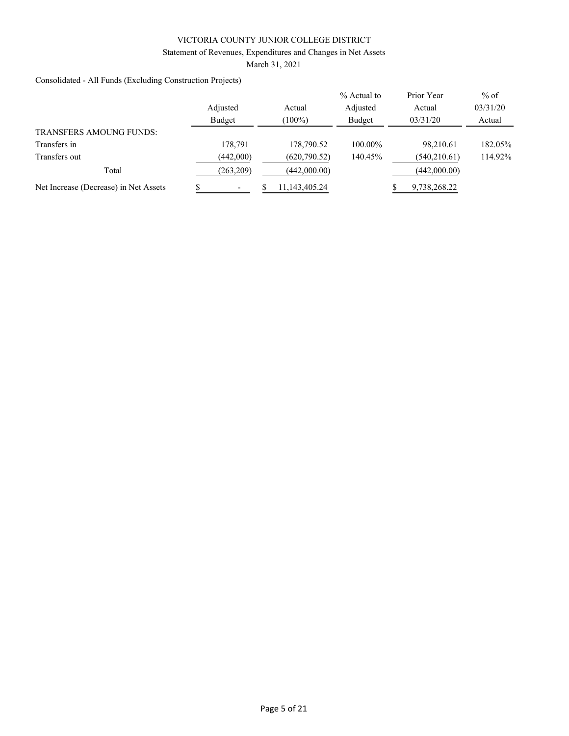VICTORIA COUNTY JUNIOR COLLEGE DISTRICT

Statement of Revenues, Expenditures and Changes in Net Assets

March 31, 2021

Consolidated - All Funds (Excluding Construction Projects)

| | Adjusted Budget | Actual (100%) | % Actual to Adjusted Budget | Prior Year Actual 03/31/20 | % of 03/31/20 Actual |
|---|---|---|---|---|---|
| TRANSFERS AMOUNG FUNDS: | | | | | |
| Transfers in | 178,791 | 178,790.52 | 100.00% | 98,210.61 | 182.05% |
| Transfers out | (442,000) | (620,790.52) | 140.45% | (540,210.61) | 114.92% |
| Total | (263,209) | (442,000.00) | | (442,000.00) | |
| Net Increase (Decrease) in Net Assets | $ - | $ 11,143,405.24 | | $ 9,738,268.22 | |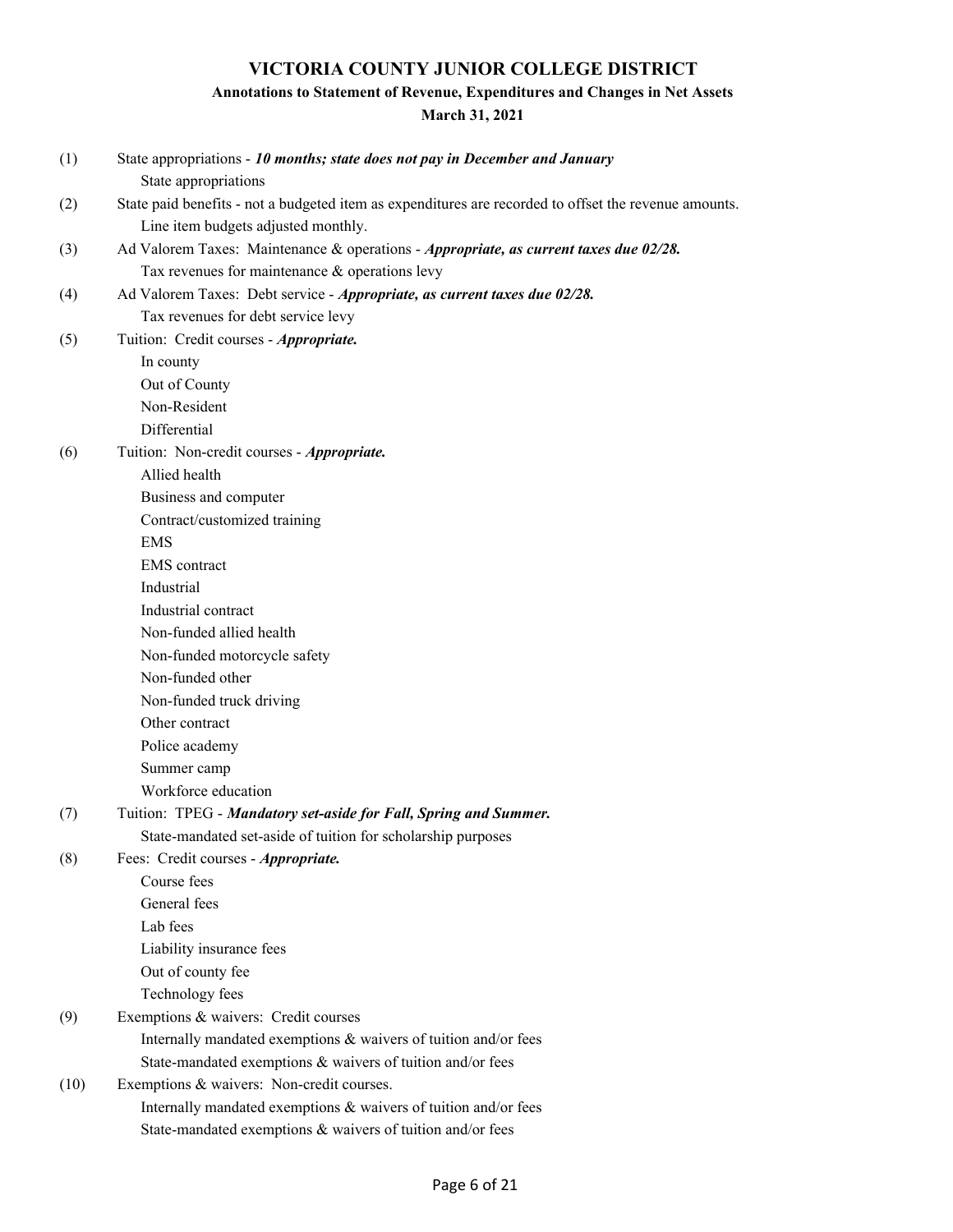# VICTORIA COUNTY JUNIOR COLLEGE DISTRICT

## Annotations to Statement of Revenue, Expenditures and Changes in Net Assets

### March 31, 2021

(1) State appropriations - ***10 months; state does not pay in December and January***
- State appropriations

(2) State paid benefits - not a budgeted item as expenditures are recorded to offset the revenue amounts.
- Line item budgets adjusted monthly.

(3) Ad Valorem Taxes: Maintenance & operations - ***Appropriate, as current taxes due 02/28.***
- Tax revenues for maintenance & operations levy

(4) Ad Valorem Taxes: Debt service - ***Appropriate, as current taxes due 02/28.***
- Tax revenues for debt service levy

(5) Tuition: Credit courses - ***Appropriate.***
- In county
- Out of County
- Non-Resident
- Differential

(6) Tuition: Non-credit courses - ***Appropriate.***
- Allied health
- Business and computer
- Contract/customized training
- EMS
- EMS contract
- Industrial
- Industrial contract
- Non-funded allied health
- Non-funded motorcycle safety
- Non-funded other
- Non-funded truck driving
- Other contract
- Police academy
- Summer camp
- Workforce education

(7) Tuition: TPEG - ***Mandatory set-aside for Fall, Spring and Summer.***
- State-mandated set-aside of tuition for scholarship purposes

(8) Fees: Credit courses - ***Appropriate.***
- Course fees
- General fees
- Lab fees
- Liability insurance fees
- Out of county fee
- Technology fees

(9) Exemptions & waivers: Credit courses
- Internally mandated exemptions & waivers of tuition and/or fees
- State-mandated exemptions & waivers of tuition and/or fees

(10) Exemptions & waivers: Non-credit courses.
- Internally mandated exemptions & waivers of tuition and/or fees
- State-mandated exemptions & waivers of tuition and/or fees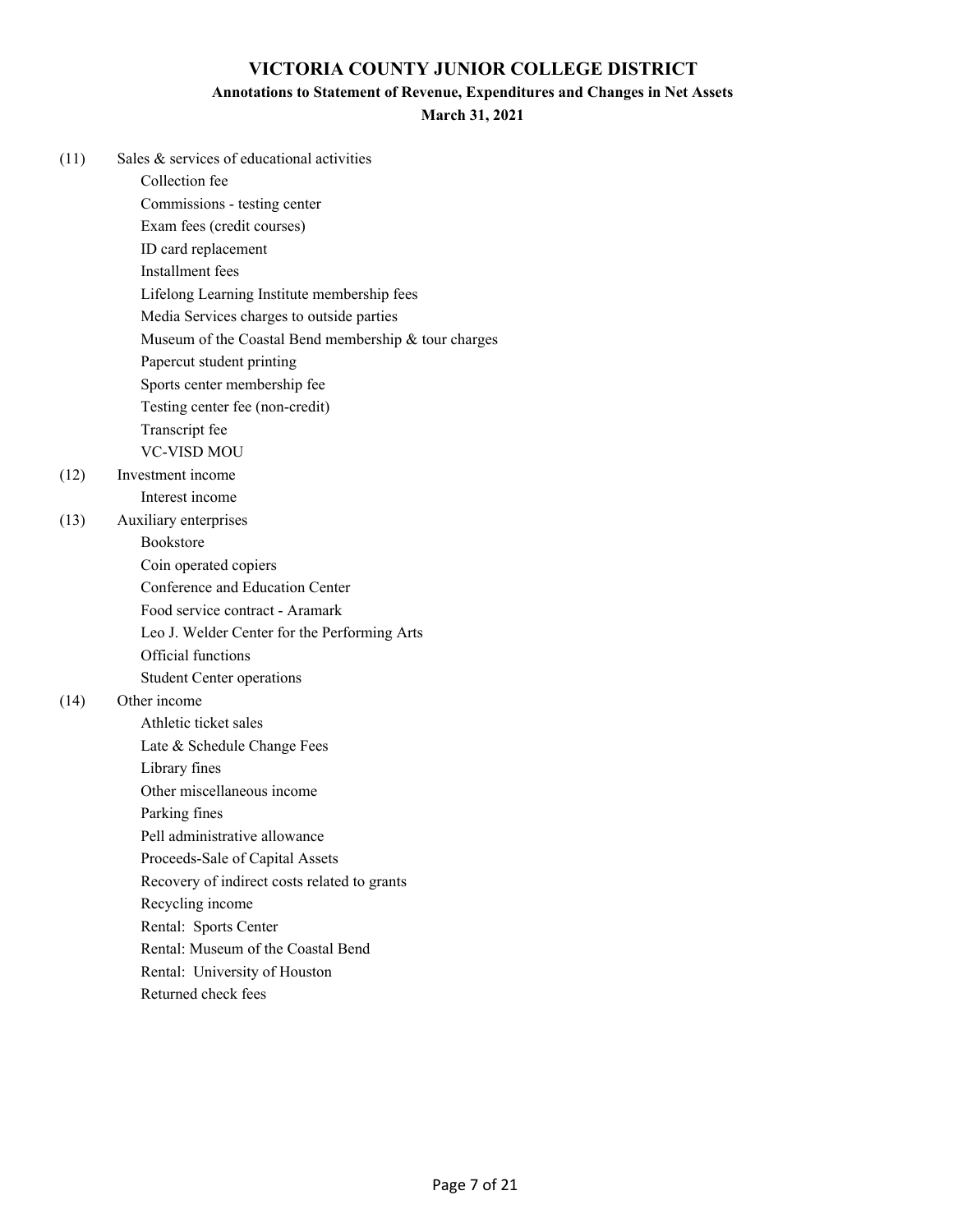# VICTORIA COUNTY JUNIOR COLLEGE DISTRICT

## Annotations to Statement of Revenue, Expenditures and Changes in Net Assets

### March 31, 2021

(11) Sales & services of educational activities
- Collection fee
- Commissions - testing center
- Exam fees (credit courses)
- ID card replacement
- Installment fees
- Lifelong Learning Institute membership fees
- Media Services charges to outside parties
- Museum of the Coastal Bend membership & tour charges
- Papercut student printing
- Sports center membership fee
- Testing center fee (non-credit)
- Transcript fee
- VC-VISD MOU

(12) Investment income
- Interest income

(13) Auxiliary enterprises
- Bookstore
- Coin operated copiers
- Conference and Education Center
- Food service contract - Aramark
- Leo J. Welder Center for the Performing Arts
- Official functions
- Student Center operations

(14) Other income
- Athletic ticket sales
- Late & Schedule Change Fees
- Library fines
- Other miscellaneous income
- Parking fines
- Pell administrative allowance
- Proceeds-Sale of Capital Assets
- Recovery of indirect costs related to grants
- Recycling income
- Rental: Sports Center
- Rental: Museum of the Coastal Bend
- Rental: University of Houston
- Returned check fees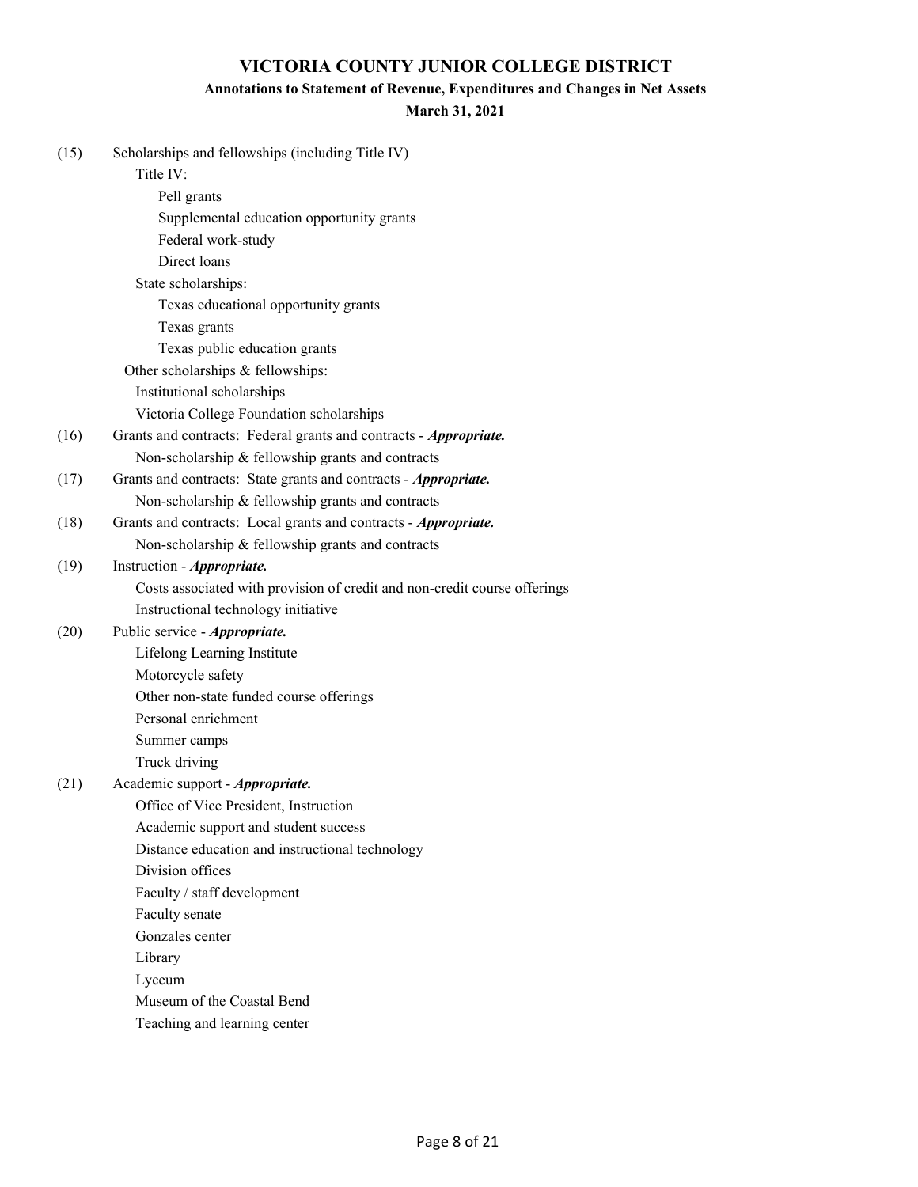# VICTORIA COUNTY JUNIOR COLLEGE DISTRICT

## Annotations to Statement of Revenue, Expenditures and Changes in Net Assets

### March 31, 2021

(15) Scholarships and fellowships (including Title IV)

- Title IV:
  - Pell grants
  - Supplemental education opportunity grants
  - Federal work-study
  - Direct loans
- State scholarships:
  - Texas educational opportunity grants
  - Texas grants
  - Texas public education grants
- Other scholarships & fellowships:
  - Institutional scholarships
  - Victoria College Foundation scholarships

(16) Grants and contracts: Federal grants and contracts - ***Appropriate.***

- Non-scholarship & fellowship grants and contracts

(17) Grants and contracts: State grants and contracts - ***Appropriate.***

- Non-scholarship & fellowship grants and contracts

(18) Grants and contracts: Local grants and contracts - ***Appropriate.***

- Non-scholarship & fellowship grants and contracts

(19) Instruction - ***Appropriate.***

- Costs associated with provision of credit and non-credit course offerings
- Instructional technology initiative

(20) Public service - ***Appropriate.***

- Lifelong Learning Institute
- Motorcycle safety
- Other non-state funded course offerings
- Personal enrichment
- Summer camps
- Truck driving

(21) Academic support - ***Appropriate.***

- Office of Vice President, Instruction
- Academic support and student success
- Distance education and instructional technology
- Division offices
- Faculty / staff development
- Faculty senate
- Gonzales center
- Library
- Lyceum
- Museum of the Coastal Bend
- Teaching and learning center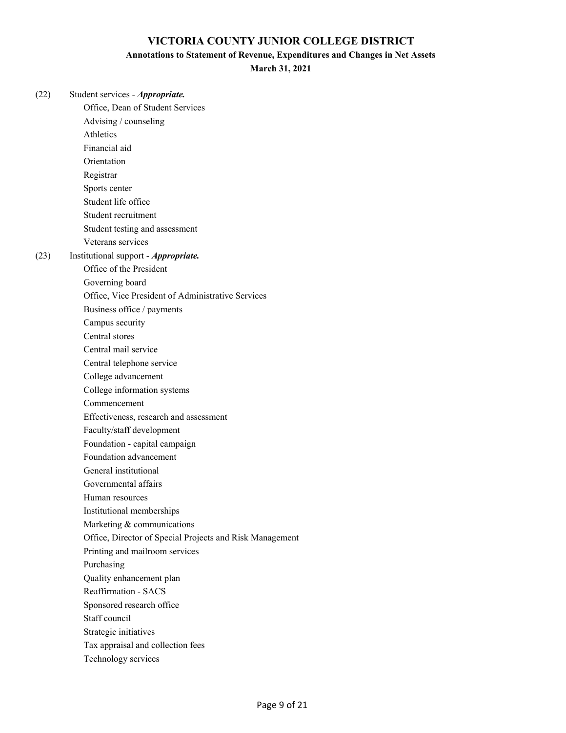# VICTORIA COUNTY JUNIOR COLLEGE DISTRICT

## Annotations to Statement of Revenue, Expenditures and Changes in Net Assets

### March 31, 2021

(22) Student services - ***Appropriate.***

- Office, Dean of Student Services
- Advising / counseling
- Athletics
- Financial aid
- Orientation
- Registrar
- Sports center
- Student life office
- Student recruitment
- Student testing and assessment
- Veterans services

(23) Institutional support - ***Appropriate.***

- Office of the President
- Governing board
- Office, Vice President of Administrative Services
- Business office / payments
- Campus security
- Central stores
- Central mail service
- Central telephone service
- College advancement
- College information systems
- Commencement
- Effectiveness, research and assessment
- Faculty/staff development
- Foundation - capital campaign
- Foundation advancement
- General institutional
- Governmental affairs
- Human resources
- Institutional memberships
- Marketing & communications
- Office, Director of Special Projects and Risk Management
- Printing and mailroom services
- Purchasing
- Quality enhancement plan
- Reaffirmation - SACS
- Sponsored research office
- Staff council
- Strategic initiatives
- Tax appraisal and collection fees
- Technology services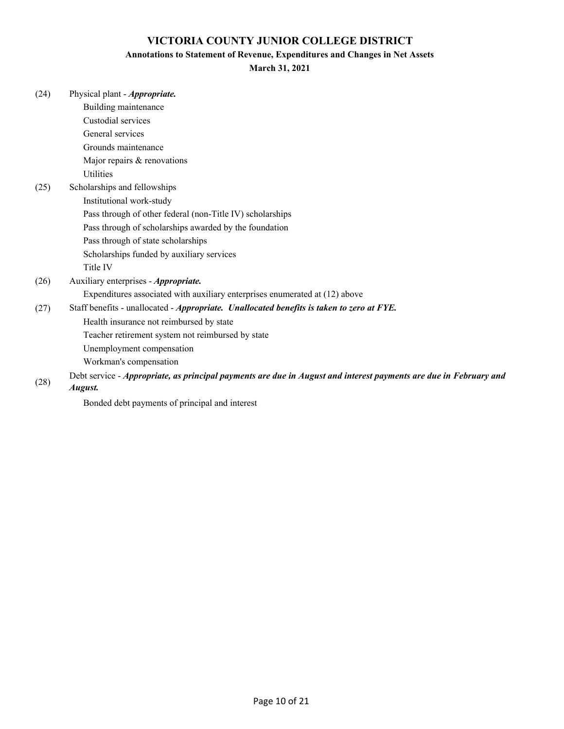# VICTORIA COUNTY JUNIOR COLLEGE DISTRICT

## Annotations to Statement of Revenue, Expenditures and Changes in Net Assets

### March 31, 2021

(24) Physical plant - ***Appropriate.***

- Building maintenance
- Custodial services
- General services
- Grounds maintenance
- Major repairs & renovations
- Utilities

(25) Scholarships and fellowships

- Institutional work-study
- Pass through of other federal (non-Title IV) scholarships
- Pass through of scholarships awarded by the foundation
- Pass through of state scholarships
- Scholarships funded by auxiliary services
- Title IV

(26) Auxiliary enterprises - ***Appropriate.***

- Expenditures associated with auxiliary enterprises enumerated at (12) above

(27) Staff benefits - unallocated - ***Appropriate. Unallocated benefits is taken to zero at FYE.***

- Health insurance not reimbursed by state
- Teacher retirement system not reimbursed by state
- Unemployment compensation
- Workman's compensation

(28) Debt service - ***Appropriate, as principal payments are due in August and interest payments are due in February and August.***

- Bonded debt payments of principal and interest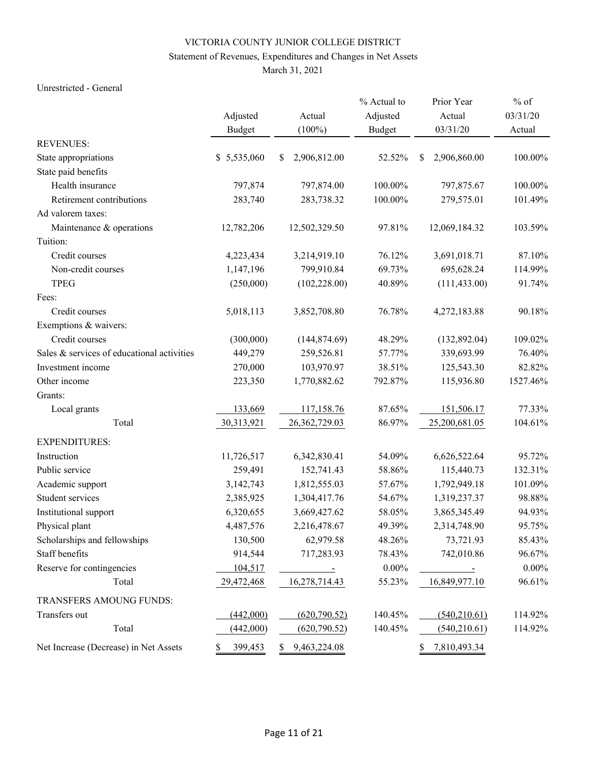VICTORIA COUNTY JUNIOR COLLEGE DISTRICT

Statement of Revenues, Expenditures and Changes in Net Assets

March 31, 2021

Unrestricted - General

| | Adjusted Budget | Actual (100%) | % Actual to Adjusted Budget | Prior Year Actual 03/31/20 | % of 03/31/20 Actual |
|---|---|---|---|---|---|
| REVENUES: | | | | | |
| State appropriations | $ 5,535,060 | $ 2,906,812.00 | 52.52% | $ 2,906,860.00 | 100.00% |
| State paid benefits | | | | | |
| Health insurance | 797,874 | 797,874.00 | 100.00% | 797,875.67 | 100.00% |
| Retirement contributions | 283,740 | 283,738.32 | 100.00% | 279,575.01 | 101.49% |
| Ad valorem taxes: | | | | | |
| Maintenance & operations | 12,782,206 | 12,502,329.50 | 97.81% | 12,069,184.32 | 103.59% |
| Tuition: | | | | | |
| Credit courses | 4,223,434 | 3,214,919.10 | 76.12% | 3,691,018.71 | 87.10% |
| Non-credit courses | 1,147,196 | 799,910.84 | 69.73% | 695,628.24 | 114.99% |
| TPEG | (250,000) | (102,228.00) | 40.89% | (111,433.00) | 91.74% |
| Fees: | | | | | |
| Credit courses | 5,018,113 | 3,852,708.80 | 76.78% | 4,272,183.88 | 90.18% |
| Exemptions & waivers: | | | | | |
| Credit courses | (300,000) | (144,874.69) | 48.29% | (132,892.04) | 109.02% |
| Sales & services of educational activities | 449,279 | 259,526.81 | 57.77% | 339,693.99 | 76.40% |
| Investment income | 270,000 | 103,970.97 | 38.51% | 125,543.30 | 82.82% |
| Other income | 223,350 | 1,770,882.62 | 792.87% | 115,936.80 | 1527.46% |
| Grants: | | | | | |
| Local grants | 133,669 | 117,158.76 | 87.65% | 151,506.17 | 77.33% |
| Total | 30,313,921 | 26,362,729.03 | 86.97% | 25,200,681.05 | 104.61% |
| EXPENDITURES: | | | | | |
| Instruction | 11,726,517 | 6,342,830.41 | 54.09% | 6,626,522.64 | 95.72% |
| Public service | 259,491 | 152,741.43 | 58.86% | 115,440.73 | 132.31% |
| Academic support | 3,142,743 | 1,812,555.03 | 57.67% | 1,792,949.18 | 101.09% |
| Student services | 2,385,925 | 1,304,417.76 | 54.67% | 1,319,237.37 | 98.88% |
| Institutional support | 6,320,655 | 3,669,427.62 | 58.05% | 3,865,345.49 | 94.93% |
| Physical plant | 4,487,576 | 2,216,478.67 | 49.39% | 2,314,748.90 | 95.75% |
| Scholarships and fellowships | 130,500 | 62,979.58 | 48.26% | 73,721.93 | 85.43% |
| Staff benefits | 914,544 | 717,283.93 | 78.43% | 742,010.86 | 96.67% |
| Reserve for contingencies | 104,517 | - | 0.00% | - | 0.00% |
| Total | 29,472,468 | 16,278,714.43 | 55.23% | 16,849,977.10 | 96.61% |
| TRANSFERS AMOUNG FUNDS: | | | | | |
| Transfers out | (442,000) | (620,790.52) | 140.45% | (540,210.61) | 114.92% |
| Total | (442,000) | (620,790.52) | 140.45% | (540,210.61) | 114.92% |
| Net Increase (Decrease) in Net Assets | $ 399,453 | $ 9,463,224.08 | | $ 7,810,493.34 | |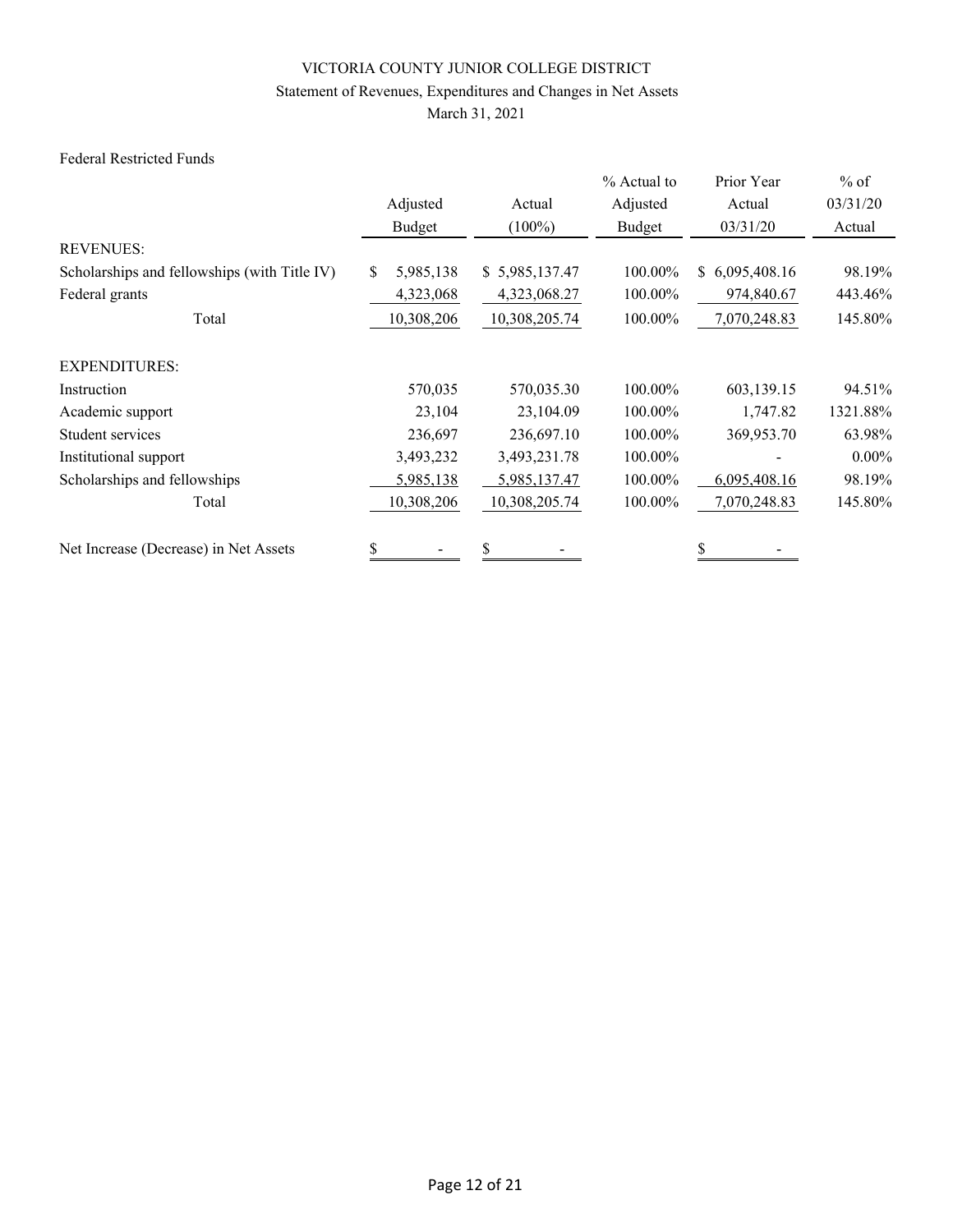VICTORIA COUNTY JUNIOR COLLEGE DISTRICT

Statement of Revenues, Expenditures and Changes in Net Assets

March 31, 2021

Federal Restricted Funds

| | Adjusted Budget | Actual (100%) | % Actual to Adjusted Budget | Prior Year Actual 03/31/20 | % of 03/31/20 Actual |
|---|---|---|---|---|---|
| REVENUES: | | | | | |
| Scholarships and fellowships (with Title IV) | $ 5,985,138 | $ 5,985,137.47 | 100.00% | $ 6,095,408.16 | 98.19% |
| Federal grants | 4,323,068 | 4,323,068.27 | 100.00% | 974,840.67 | 443.46% |
| Total | 10,308,206 | 10,308,205.74 | 100.00% | 7,070,248.83 | 145.80% |
| EXPENDITURES: | | | | | |
| Instruction | 570,035 | 570,035.30 | 100.00% | 603,139.15 | 94.51% |
| Academic support | 23,104 | 23,104.09 | 100.00% | 1,747.82 | 1321.88% |
| Student services | 236,697 | 236,697.10 | 100.00% | 369,953.70 | 63.98% |
| Institutional support | 3,493,232 | 3,493,231.78 | 100.00% | - | 0.00% |
| Scholarships and fellowships | 5,985,138 | 5,985,137.47 | 100.00% | 6,095,408.16 | 98.19% |
| Total | 10,308,206 | 10,308,205.74 | 100.00% | 7,070,248.83 | 145.80% |
| Net Increase (Decrease) in Net Assets | $ - | $ - | | $ - | |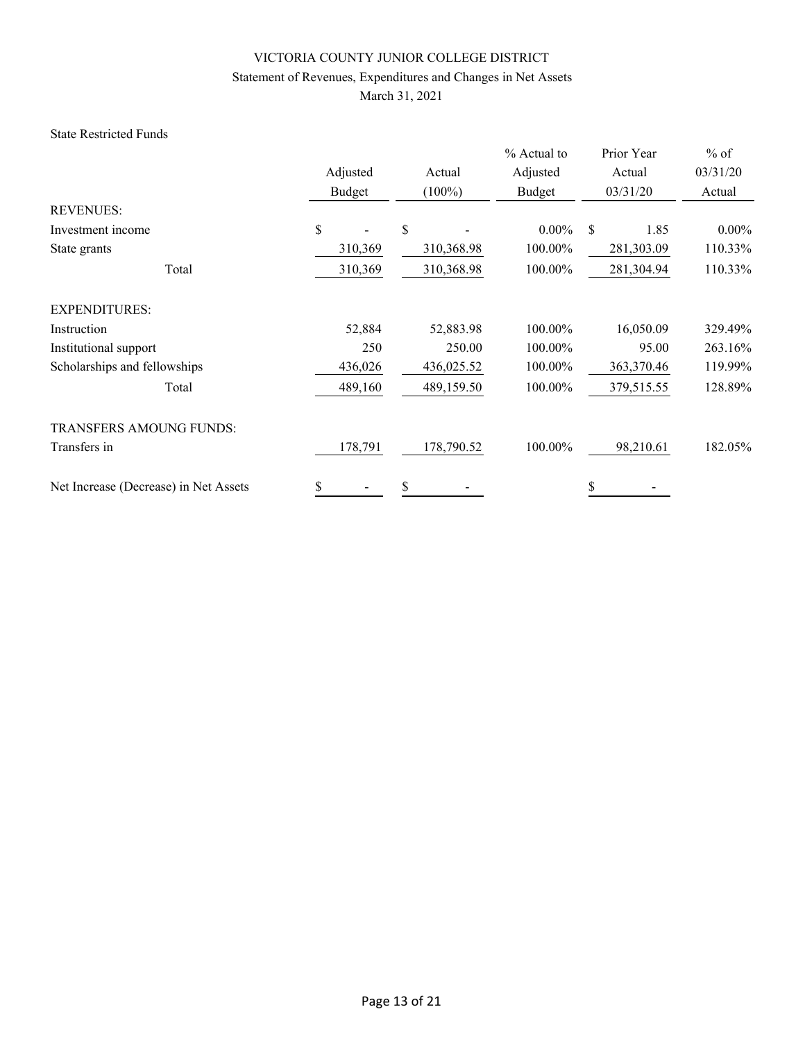# VICTORIA COUNTY JUNIOR COLLEGE DISTRICT

## Statement of Revenues, Expenditures and Changes in Net Assets

March 31, 2021

State Restricted Funds

| | Adjusted Budget | Actual (100%) | % Actual to Adjusted Budget | Prior Year Actual 03/31/20 | % of 03/31/20 Actual |
|---|---|---|---|---|---|
| REVENUES: | | | | | |
| Investment income | $ - | $ - | 0.00% | $ 1.85 | 0.00% |
| State grants | 310,369 | 310,368.98 | 100.00% | 281,303.09 | 110.33% |
| Total | 310,369 | 310,368.98 | 100.00% | 281,304.94 | 110.33% |
| EXPENDITURES: | | | | | |
| Instruction | 52,884 | 52,883.98 | 100.00% | 16,050.09 | 329.49% |
| Institutional support | 250 | 250.00 | 100.00% | 95.00 | 263.16% |
| Scholarships and fellowships | 436,026 | 436,025.52 | 100.00% | 363,370.46 | 119.99% |
| Total | 489,160 | 489,159.50 | 100.00% | 379,515.55 | 128.89% |
| TRANSFERS AMOUNG FUNDS: | | | | | |
| Transfers in | 178,791 | 178,790.52 | 100.00% | 98,210.61 | 182.05% |
| Net Increase (Decrease) in Net Assets | $ - | $ - | | $ - | |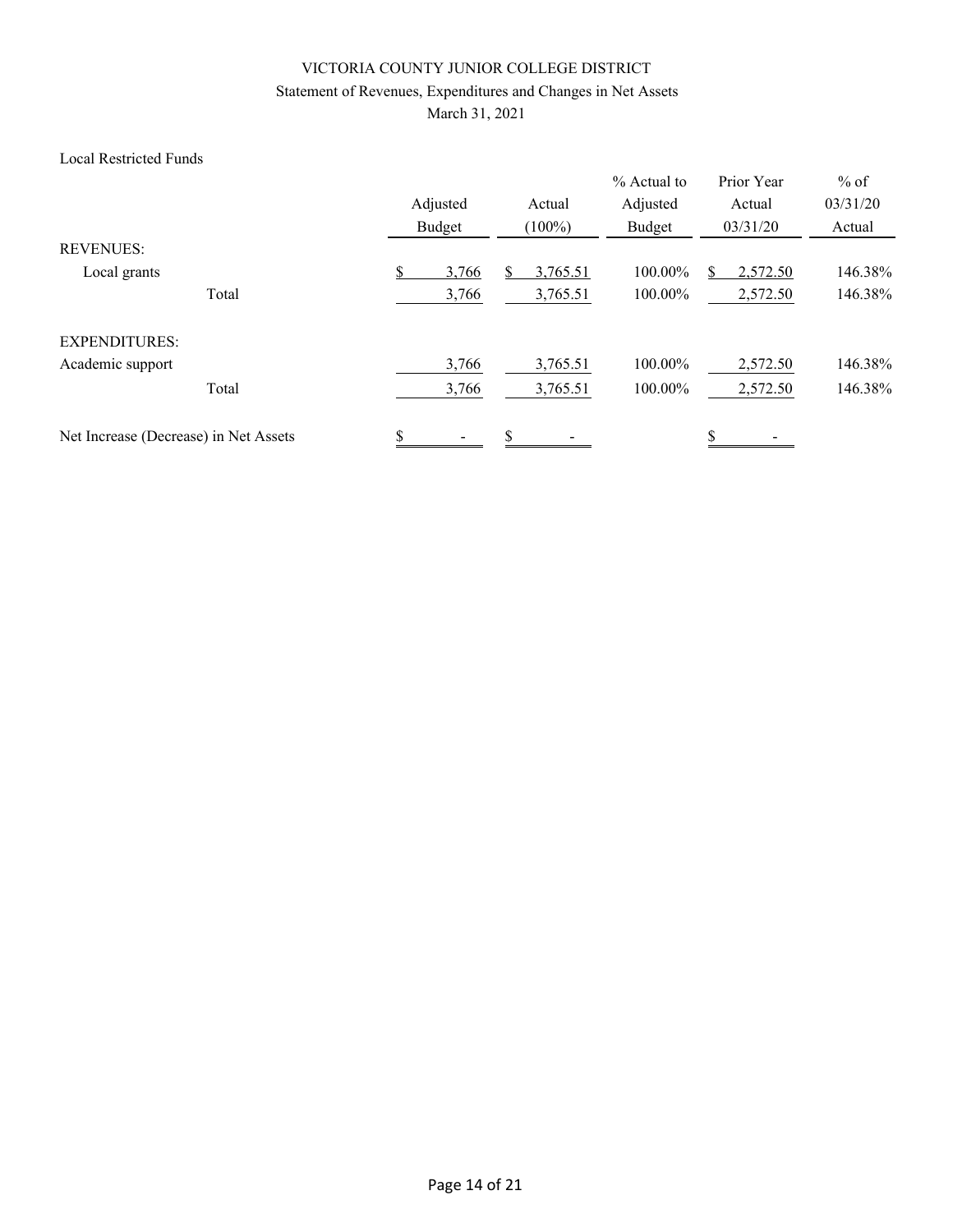VICTORIA COUNTY JUNIOR COLLEGE DISTRICT

Statement of Revenues, Expenditures and Changes in Net Assets

March 31, 2021

Local Restricted Funds

| | Adjusted Budget | Actual (100%) | % Actual to Adjusted Budget | Prior Year Actual 03/31/20 | % of 03/31/20 Actual |
|---|---|---|---|---|---|
| REVENUES: | | | | | |
| Local grants | $ 3,766 | $ 3,765.51 | 100.00% | $ 2,572.50 | 146.38% |
| Total | 3,766 | 3,765.51 | 100.00% | 2,572.50 | 146.38% |
| EXPENDITURES: | | | | | |
| Academic support | 3,766 | 3,765.51 | 100.00% | 2,572.50 | 146.38% |
| Total | 3,766 | 3,765.51 | 100.00% | 2,572.50 | 146.38% |
| Net Increase (Decrease) in Net Assets | $ - | $ - | | $ - | |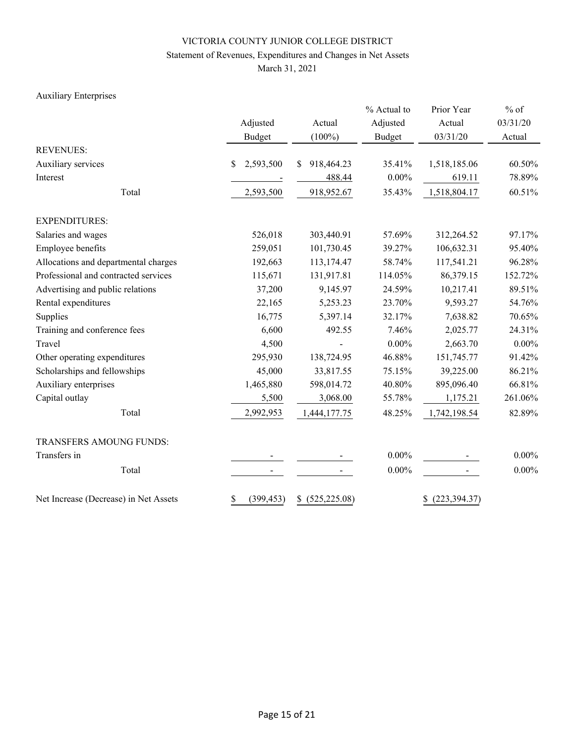# VICTORIA COUNTY JUNIOR COLLEGE DISTRICT

## Statement of Revenues, Expenditures and Changes in Net Assets

March 31, 2021

Auxiliary Enterprises

| | Adjusted Budget | Actual (100%) | % Actual to Adjusted Budget | Prior Year Actual 03/31/20 | % of 03/31/20 Actual |
|---|---|---|---|---|---|
| REVENUES: | | | | | |
| Auxiliary services | $ 2,593,500 | $ 918,464.23 | 35.41% | 1,518,185.06 | 60.50% |
| Interest | - | 488.44 | 0.00% | 619.11 | 78.89% |
| Total | 2,593,500 | 918,952.67 | 35.43% | 1,518,804.17 | 60.51% |
| EXPENDITURES: | | | | | |
| Salaries and wages | 526,018 | 303,440.91 | 57.69% | 312,264.52 | 97.17% |
| Employee benefits | 259,051 | 101,730.45 | 39.27% | 106,632.31 | 95.40% |
| Allocations and departmental charges | 192,663 | 113,174.47 | 58.74% | 117,541.21 | 96.28% |
| Professional and contracted services | 115,671 | 131,917.81 | 114.05% | 86,379.15 | 152.72% |
| Advertising and public relations | 37,200 | 9,145.97 | 24.59% | 10,217.41 | 89.51% |
| Rental expenditures | 22,165 | 5,253.23 | 23.70% | 9,593.27 | 54.76% |
| Supplies | 16,775 | 5,397.14 | 32.17% | 7,638.82 | 70.65% |
| Training and conference fees | 6,600 | 492.55 | 7.46% | 2,025.77 | 24.31% |
| Travel | 4,500 | - | 0.00% | 2,663.70 | 0.00% |
| Other operating expenditures | 295,930 | 138,724.95 | 46.88% | 151,745.77 | 91.42% |
| Scholarships and fellowships | 45,000 | 33,817.55 | 75.15% | 39,225.00 | 86.21% |
| Auxiliary enterprises | 1,465,880 | 598,014.72 | 40.80% | 895,096.40 | 66.81% |
| Capital outlay | 5,500 | 3,068.00 | 55.78% | 1,175.21 | 261.06% |
| Total | 2,992,953 | 1,444,177.75 | 48.25% | 1,742,198.54 | 82.89% |
| TRANSFERS AMOUNG FUNDS: | | | | | |
| Transfers in | - | - | 0.00% | - | 0.00% |
| Total | - | - | 0.00% | - | 0.00% |
| Net Increase (Decrease) in Net Assets | $ (399,453) | $ (525,225.08) | | $ (223,394.37) | |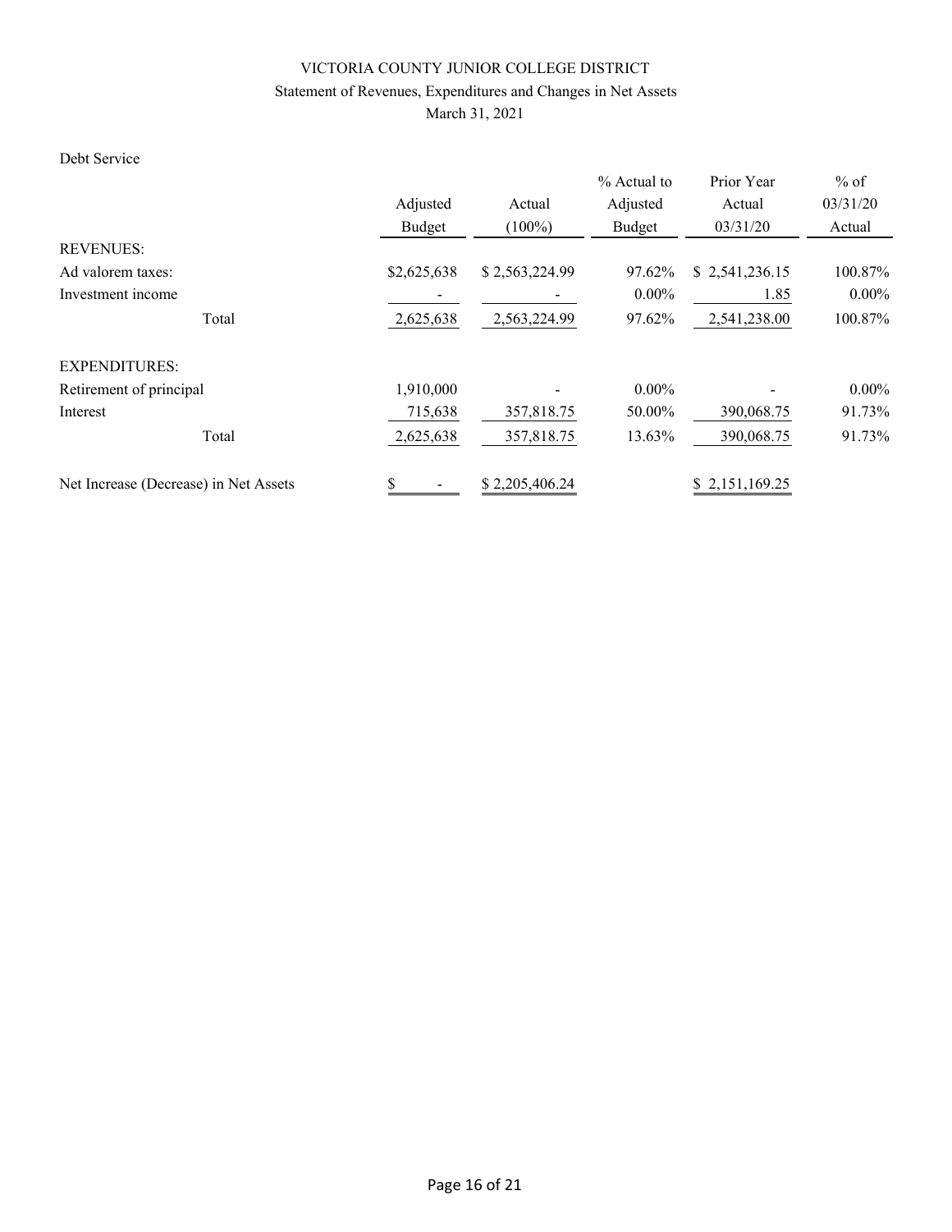# VICTORIA COUNTY JUNIOR COLLEGE DISTRICT

## Statement of Revenues, Expenditures and Changes in Net Assets

March 31, 2021

Debt Service

| | Adjusted Budget | Actual (100%) | % Actual to Adjusted Budget | Prior Year Actual 03/31/20 | % of 03/31/20 Actual |
|---|---|---|---|---|---|
| REVENUES: | | | | | |
| Ad valorem taxes: | $2,625,638 | $ 2,563,224.99 | 97.62% | $ 2,541,236.15 | 100.87% |
| Investment income | - | - | 0.00% | 1.85 | 0.00% |
| Total | 2,625,638 | 2,563,224.99 | 97.62% | 2,541,238.00 | 100.87% |
| EXPENDITURES: | | | | | |
| Retirement of principal | 1,910,000 | - | 0.00% | - | 0.00% |
| Interest | 715,638 | 357,818.75 | 50.00% | 390,068.75 | 91.73% |
| Total | 2,625,638 | 357,818.75 | 13.63% | 390,068.75 | 91.73% |
| Net Increase (Decrease) in Net Assets | $ - | $ 2,205,406.24 | | $ 2,151,169.25 | |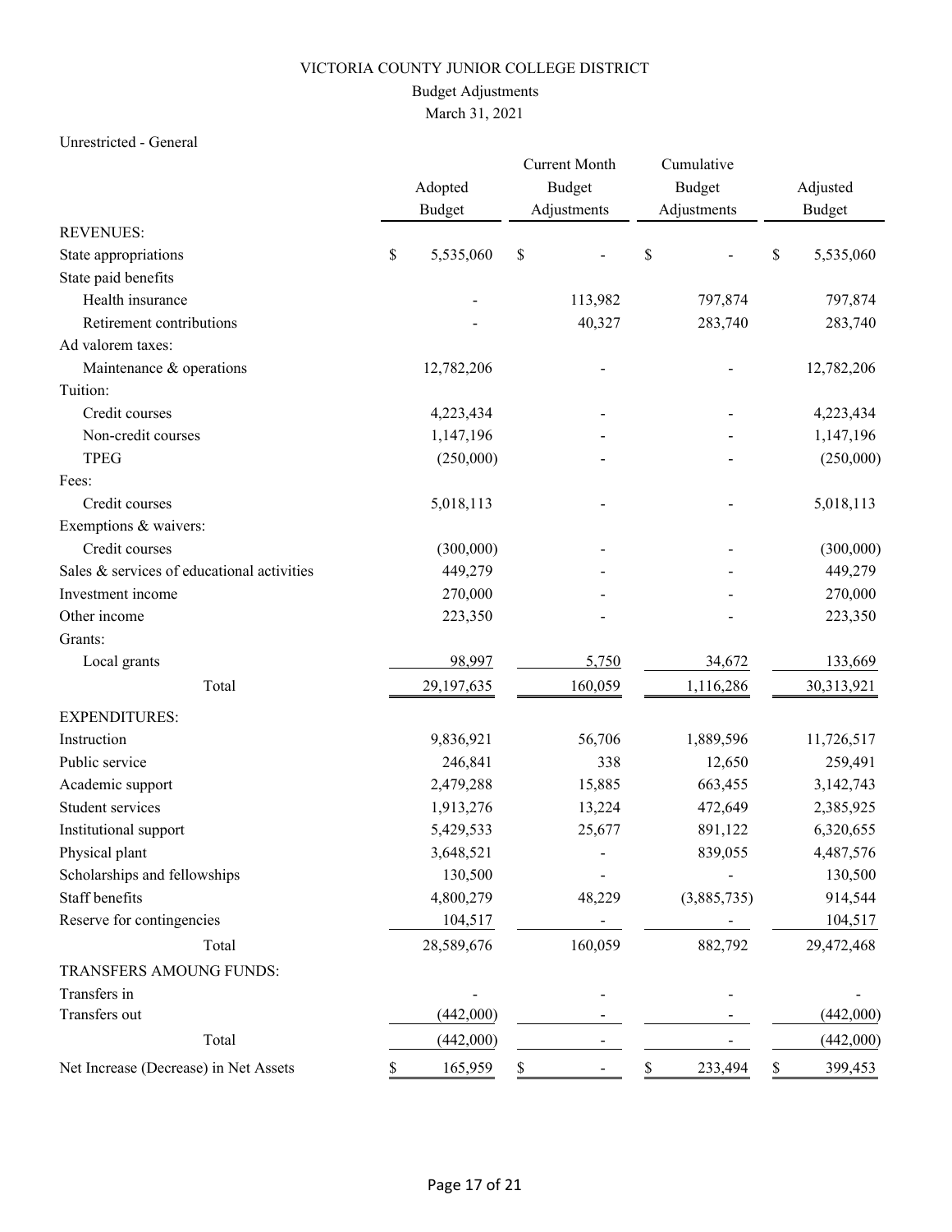VICTORIA COUNTY JUNIOR COLLEGE DISTRICT

Budget Adjustments

March 31, 2021

Unrestricted - General

| | Adopted Budget | Current Month Budget Adjustments | Cumulative Budget Adjustments | Adjusted Budget |
|---|---|---|---|---|
| REVENUES: | | | | |
| State appropriations | $ 5,535,060 | $ - | $ - | $ 5,535,060 |
| State paid benefits | | | | |
| Health insurance | - | 113,982 | 797,874 | 797,874 |
| Retirement contributions | - | 40,327 | 283,740 | 283,740 |
| Ad valorem taxes: | | | | |
| Maintenance & operations | 12,782,206 | - | - | 12,782,206 |
| Tuition: | | | | |
| Credit courses | 4,223,434 | - | - | 4,223,434 |
| Non-credit courses | 1,147,196 | - | - | 1,147,196 |
| TPEG | (250,000) | - | - | (250,000) |
| Fees: | | | | |
| Credit courses | 5,018,113 | - | - | 5,018,113 |
| Exemptions & waivers: | | | | |
| Credit courses | (300,000) | - | - | (300,000) |
| Sales & services of educational activities | 449,279 | - | - | 449,279 |
| Investment income | 270,000 | - | - | 270,000 |
| Other income | 223,350 | - | - | 223,350 |
| Grants: | | | | |
| Local grants | 98,997 | 5,750 | 34,672 | 133,669 |
| Total | 29,197,635 | 160,059 | 1,116,286 | 30,313,921 |
| EXPENDITURES: | | | | |
| Instruction | 9,836,921 | 56,706 | 1,889,596 | 11,726,517 |
| Public service | 246,841 | 338 | 12,650 | 259,491 |
| Academic support | 2,479,288 | 15,885 | 663,455 | 3,142,743 |
| Student services | 1,913,276 | 13,224 | 472,649 | 2,385,925 |
| Institutional support | 5,429,533 | 25,677 | 891,122 | 6,320,655 |
| Physical plant | 3,648,521 | - | 839,055 | 4,487,576 |
| Scholarships and fellowships | 130,500 | - | - | 130,500 |
| Staff benefits | 4,800,279 | 48,229 | (3,885,735) | 914,544 |
| Reserve for contingencies | 104,517 | - | - | 104,517 |
| Total | 28,589,676 | 160,059 | 882,792 | 29,472,468 |
| TRANSFERS AMOUNG FUNDS: | | | | |
| Transfers in | - | - | - | - |
| Transfers out | (442,000) | - | - | (442,000) |
| Total | (442,000) | - | - | (442,000) |
| Net Increase (Decrease) in Net Assets | $ 165,959 | $ - | $ 233,494 | $ 399,453 |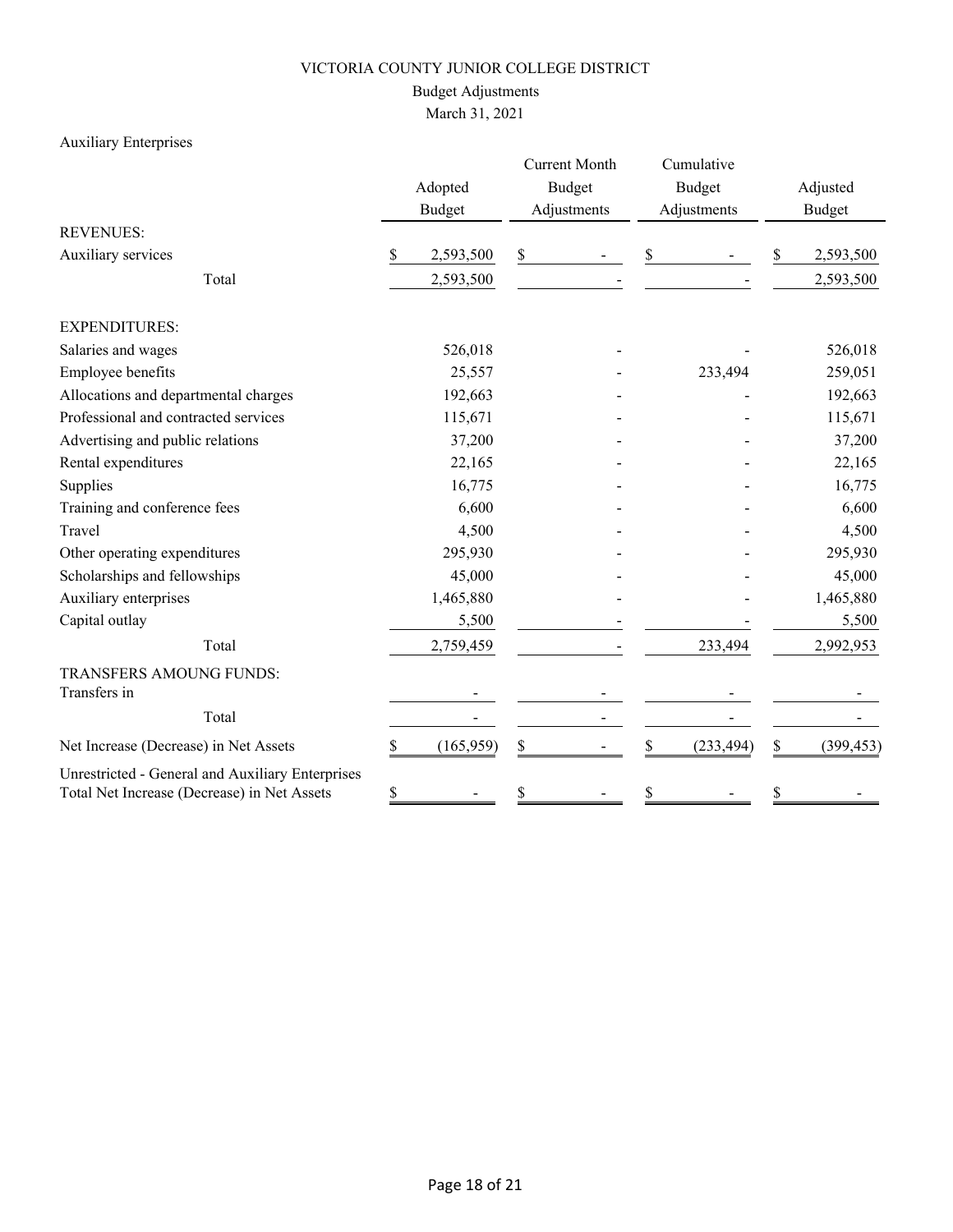VICTORIA COUNTY JUNIOR COLLEGE DISTRICT

Budget Adjustments

March 31, 2021

Auxiliary Enterprises

| | Adopted Budget | Current Month Budget Adjustments | Cumulative Budget Adjustments | Adjusted Budget |
|---|---|---|---|---|
| REVENUES: | | | | |
| Auxiliary services | $ 2,593,500 | $ - | $ - | $ 2,593,500 |
| Total | 2,593,500 | - | - | 2,593,500 |
| EXPENDITURES: | | | | |
| Salaries and wages | 526,018 | - | - | 526,018 |
| Employee benefits | 25,557 | - | 233,494 | 259,051 |
| Allocations and departmental charges | 192,663 | - | - | 192,663 |
| Professional and contracted services | 115,671 | - | - | 115,671 |
| Advertising and public relations | 37,200 | - | - | 37,200 |
| Rental expenditures | 22,165 | - | - | 22,165 |
| Supplies | 16,775 | - | - | 16,775 |
| Training and conference fees | 6,600 | - | - | 6,600 |
| Travel | 4,500 | - | - | 4,500 |
| Other operating expenditures | 295,930 | - | - | 295,930 |
| Scholarships and fellowships | 45,000 | - | - | 45,000 |
| Auxiliary enterprises | 1,465,880 | - | - | 1,465,880 |
| Capital outlay | 5,500 | - | - | 5,500 |
| Total | 2,759,459 | - | 233,494 | 2,992,953 |
| TRANSFERS AMOUNG FUNDS: | | | | |
| Transfers in | - | - | - | - |
| Total | - | - | - | - |
| Net Increase (Decrease) in Net Assets | $ (165,959) | $ - | $ (233,494) | $ (399,453) |
| Unrestricted - General and Auxiliary Enterprises Total Net Increase (Decrease) in Net Assets | $ - | $ - | $ - | $ - |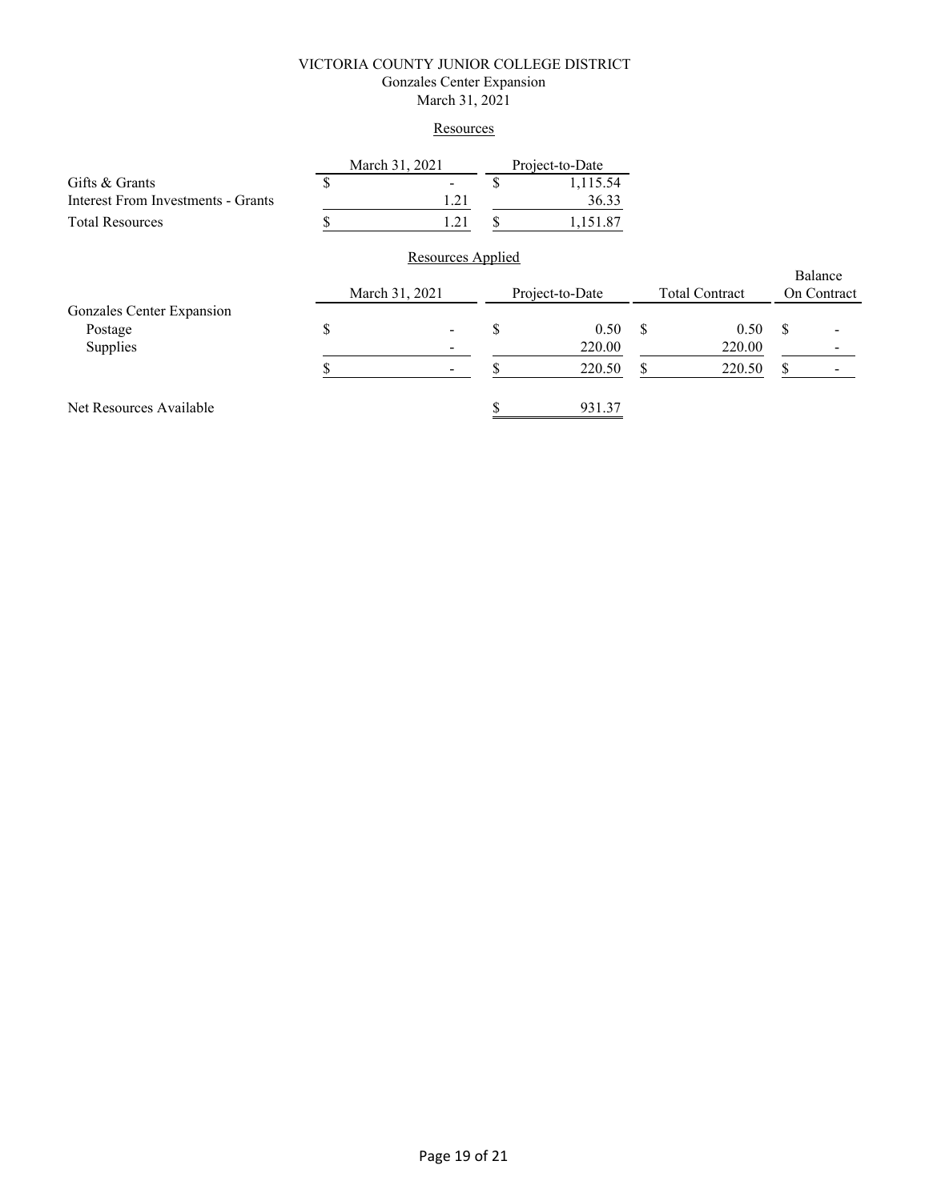# VICTORIA COUNTY JUNIOR COLLEGE DISTRICT

## Gonzales Center Expansion

### March 31, 2021

#### Resources

| | March 31, 2021 | Project-to-Date |
|---|---|---|
| Gifts & Grants | $ - | $ 1,115.54 |
| Interest From Investments - Grants | 1.21 | 36.33 |
| Total Resources | $ 1.21 | $ 1,151.87 |

#### Resources Applied

| | March 31, 2021 | Project-to-Date | Total Contract | Balance On Contract |
|---|---|---|---|---|
| Gonzales Center Expansion | | | | |
| Postage | $ - | $ 0.50 | $ 0.50 | $ - |
| Supplies | - | 220.00 | 220.00 | - |
| | $ - | $ 220.50 | $ 220.50 | $ - |
| Net Resources Available | | $ 931.37 | | |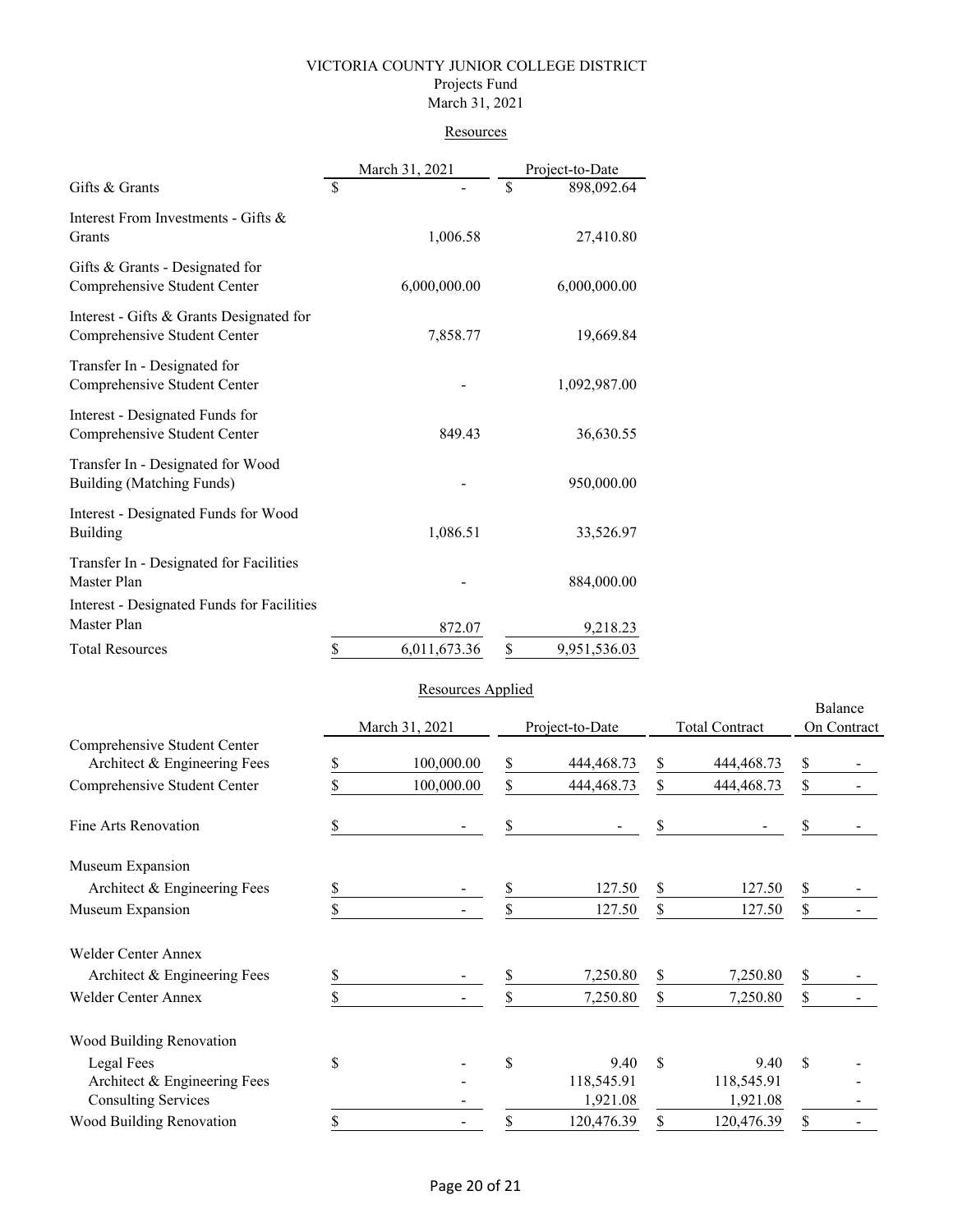# VICTORIA COUNTY JUNIOR COLLEGE DISTRICT

## Projects Fund

## March 31, 2021

### Resources

| | March 31, 2021 | Project-to-Date |
|---|---|---|
| Gifts & Grants | $ - | $ 898,092.64 |
| Interest From Investments - Gifts & Grants | 1,006.58 | 27,410.80 |
| Gifts & Grants - Designated for Comprehensive Student Center | 6,000,000.00 | 6,000,000.00 |
| Interest - Gifts & Grants Designated for Comprehensive Student Center | 7,858.77 | 19,669.84 |
| Transfer In - Designated for Comprehensive Student Center | - | 1,092,987.00 |
| Interest - Designated Funds for Comprehensive Student Center | 849.43 | 36,630.55 |
| Transfer In - Designated for Wood Building (Matching Funds) | - | 950,000.00 |
| Interest - Designated Funds for Wood Building | 1,086.51 | 33,526.97 |
| Transfer In - Designated for Facilities Master Plan | - | 884,000.00 |
| Interest - Designated Funds for Facilities Master Plan | 872.07 | 9,218.23 |
| Total Resources | $ 6,011,673.36 | $ 9,951,536.03 |

### Resources Applied

| | March 31, 2021 | Project-to-Date | Total Contract | Balance On Contract |
|---|---|---|---|---|
| Comprehensive Student Center | | | | |
| Architect & Engineering Fees | $ 100,000.00 | $ 444,468.73 | $ 444,468.73 | $ - |
| Comprehensive Student Center | $ 100,000.00 | $ 444,468.73 | $ 444,468.73 | $ - |
| Fine Arts Renovation | $ - | $ - | $ - | $ - |
| Museum Expansion | | | | |
| Architect & Engineering Fees | $ - | $ 127.50 | $ 127.50 | $ - |
| Museum Expansion | $ - | $ 127.50 | $ 127.50 | $ - |
| Welder Center Annex | | | | |
| Architect & Engineering Fees | $ - | $ 7,250.80 | $ 7,250.80 | $ - |
| Welder Center Annex | $ - | $ 7,250.80 | $ 7,250.80 | $ - |
| Wood Building Renovation | | | | |
| Legal Fees | $ - | $ 9.40 | $ 9.40 | $ - |
| Architect & Engineering Fees | - | 118,545.91 | 118,545.91 | - |
| Consulting Services | - | 1,921.08 | 1,921.08 | - |
| Wood Building Renovation | $ - | $ 120,476.39 | $ 120,476.39 | $ - |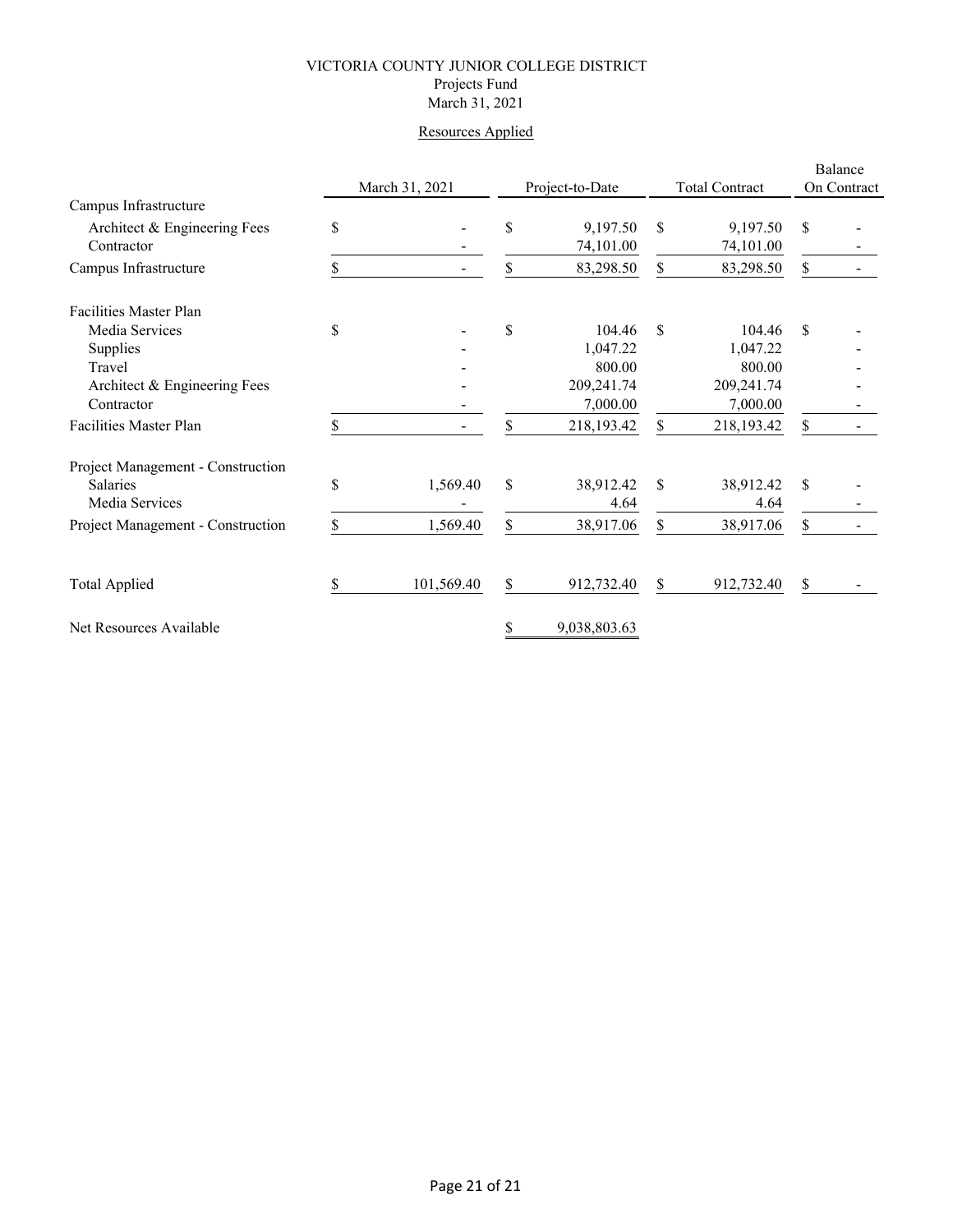VICTORIA COUNTY JUNIOR COLLEGE DISTRICT
Projects Fund
March 31, 2021

Resources Applied

| | March 31, 2021 | Project-to-Date | Total Contract | Balance On Contract |
|---|---|---|---|---|
| **Campus Infrastructure** | | | | |
| Architect & Engineering Fees | $ - | $ 9,197.50 | $ 9,197.50 | $ - |
| Contractor | - | 74,101.00 | 74,101.00 | - |
| Campus Infrastructure | $ - | $ 83,298.50 | $ 83,298.50 | $ - |
| **Facilities Master Plan** | | | | |
| Media Services | $ - | $ 104.46 | $ 104.46 | $ - |
| Supplies | - | 1,047.22 | 1,047.22 | - |
| Travel | - | 800.00 | 800.00 | - |
| Architect & Engineering Fees | - | 209,241.74 | 209,241.74 | - |
| Contractor | - | 7,000.00 | 7,000.00 | - |
| Facilities Master Plan | $ - | $ 218,193.42 | $ 218,193.42 | $ - |
| **Project Management - Construction** | | | | |
| Salaries | $ 1,569.40 | $ 38,912.42 | $ 38,912.42 | $ - |
| Media Services | - | 4.64 | 4.64 | - |
| Project Management - Construction | $ 1,569.40 | $ 38,917.06 | $ 38,917.06 | $ - |
| Total Applied | $ 101,569.40 | $ 912,732.40 | $ 912,732.40 | $ - |
| Net Resources Available | | $ 9,038,803.63 | | |